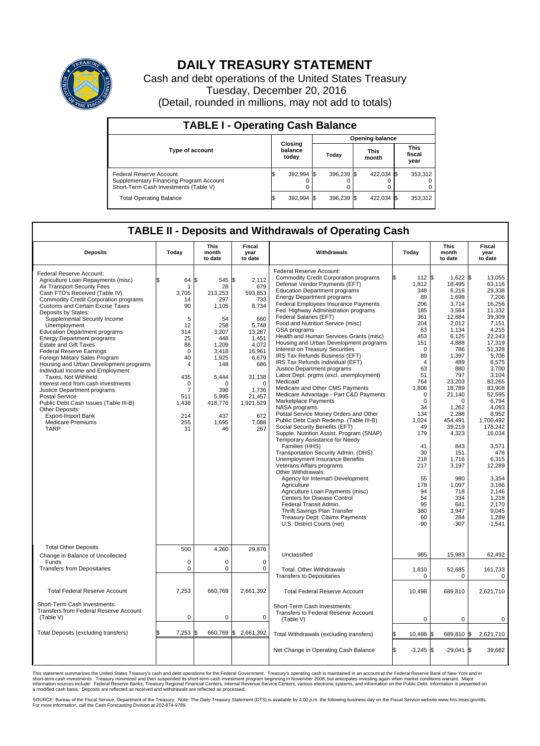# DAILY TREASURY STATEMENT

Cash and debt operations of the United States Treasury

Tuesday, December 20, 2016

(Detail, rounded in millions, may not add to totals)

## TABLE I - Operating Cash Balance

| Type of account | Closing balance today | Opening balance Today | Opening balance This month | Opening balance This fiscal year |
|---|---|---|---|---|
| Federal Reserve Account | $ 392,994 | $ 396,239 | $ 422,034 | $ 353,312 |
| Supplementary Financing Program Account | 0 | 0 | 0 | 0 |
| Short-Term Cash Investments (Table V) | 0 | 0 | 0 | 0 |
| Total Operating Balance | $ 392,994 | $ 396,239 | $ 422,034 | $ 353,312 |

## TABLE II - Deposits and Withdrawals of Operating Cash

| Deposits | Today | This month to date | Fiscal year to date |
|---|---|---|---|
| Federal Reserve Account: | | | |
| Agriculture Loan Repayments (misc) | $ 64 | $ 545 | $ 2,112 |
| Air Transport Security Fees | 1 | 28 | 679 |
| Cash FTD's Received (Table IV) | 3,705 | 213,253 | 593,853 |
| Commodity Credit Corporation programs | 14 | 297 | 733 |
| Customs and Certain Excise Taxes | 90 | 1,105 | 8,734 |
| Deposits by States: | | | |
| Supplemental Security Income | 5 | 54 | 660 |
| Unemployment | 12 | 258 | 5,748 |
| Education Department programs | 314 | 3,207 | 13,287 |
| Energy Department programs | 25 | 448 | 1,451 |
| Estate and Gift Taxes | 86 | 1,209 | 4,072 |
| Federal Reserve Earnings | 0 | 3,418 | 16,961 |
| Foreign Military Sales Program | 40 | 1,925 | 6,679 |
| Housing and Urban Development programs | 4 | 148 | 686 |
| Individual Income and Employment Taxes, Not Withheld | 435 | 5,444 | 31,138 |
| Interest recd from cash investments | 0 | 0 | 0 |
| Justice Department programs | 7 | 398 | 1,736 |
| Postal Service | 511 | 5,995 | 21,457 |
| Public Debt Cash Issues (Table III-B) | 1,438 | 418,776 | 1,921,529 |
| Other Deposits: | | | |
| Export-Import Bank | 214 | 437 | 672 |
| Medicare Premiums | 255 | 1,695 | 7,088 |
| TARP | 31 | 46 | 267 |
| Total Other Deposits | 500 | 4,260 | 29,876 |
| Change in Balance of Uncollected Funds | 0 | 0 | 0 |
| Transfers from Depositaries | 0 | 0 | 0 |
| Total Federal Reserve Account | 7,253 | 660,769 | 2,661,392 |
| Short-Term Cash Investments: Transfers from Federal Reserve Account (Table V) | 0 | 0 | 0 |
| Total Deposits (excluding transfers) | $ 7,253 | $ 660,769 | $ 2,661,392 |

| Withdrawals | Today | This month to date | Fiscal year to date |
|---|---|---|---|
| Federal Reserve Account: | | | |
| Commodity Credit Corporation programs | $ 112 | $ 1,622 | $ 13,055 |
| Defense Vendor Payments (EFT) | 1,812 | 18,495 | 63,116 |
| Education Department programs | 348 | 6,216 | 29,338 |
| Energy Department programs | 89 | 1,698 | 7,206 |
| Federal Employees Insurance Payments | 206 | 3,714 | 16,256 |
| Fed. Highway Administration programs | 185 | 3,564 | 11,332 |
| Federal Salaries (EFT) | 361 | 12,684 | 39,309 |
| Food and Nutrition Service (misc) | 204 | 2,012 | 7,151 |
| GSA programs | 63 | 1,134 | 4,215 |
| Health and Human Services Grants (misc) | 453 | 6,125 | 22,243 |
| Housing and Urban Development programs | 151 | 4,888 | 17,319 |
| Interest on Treasury Securities | 0 | 786 | 51,328 |
| IRS Tax Refunds Business (EFT) | 89 | 1,397 | 5,706 |
| IRS Tax Refunds Individual (EFT) | 4 | 489 | 8,575 |
| Justice Department programs | 63 | 880 | 3,700 |
| Labor Dept. prgms (excl. unemployment) | 51 | 797 | 3,104 |
| Medicaid | 764 | 23,203 | 83,265 |
| Medicare and Other CMS Payments | 1,806 | 18,789 | 83,908 |
| Medicare Advantage - Part C&D Payments | 0 | 21,140 | 52,595 |
| Marketplace Payments | 0 | 0 | 6,794 |
| NASA programs | 34 | 1,262 | 4,093 |
| Postal Service Money Orders and Other | 134 | 2,288 | 8,952 |
| Public Debt Cash Redemp. (Table III-B) | 1,024 | 454,491 | 1,700,492 |
| Social Security Benefits (EFT) | 49 | 39,219 | 178,242 |
| Supple. Nutrition Assist. Program (SNAP) | 179 | 4,323 | 16,034 |
| Temporary Assistance for Needy Families (HHS) | 41 | 843 | 3,571 |
| Transportation Security Admin. (DHS) | 30 | 151 | 476 |
| Unemployment Insurance Benefits | 218 | 1,716 | 6,315 |
| Veterans Affairs programs | 217 | 3,197 | 12,289 |
| Other Withdrawals: | | | |
| Agency for Internat'l Development | 55 | 980 | 3,354 |
| Agriculture | 178 | 1,097 | 3,166 |
| Agriculture Loan Payments (misc) | 94 | 718 | 2,146 |
| Centers for Disease Control | 54 | 334 | 1,218 |
| Federal Transit Admin. | 95 | 641 | 2,170 |
| Thrift Savings Plan Transfer | 380 | 3,947 | 9,045 |
| Treasury Dept: Claims Payments | 60 | 284 | 1,289 |
| U.S. District Courts (net) | -90 | -307 | -1,541 |
| Unclassified | 985 | 15,983 | 62,492 |
| Total, Other Withdrawals | 1,810 | 52,685 | 161,733 |
| Transfers to Depositaries | 0 | 0 | 0 |
| Total Federal Reserve Account | 10,498 | 689,810 | 2,621,710 |
| Short-Term Cash Investments: Transfers to Federal Reserve Account (Table V) | 0 | 0 | 0 |
| Total Withdrawals (excluding transfers) | $ 10,498 | $ 689,810 | $ 2,621,710 |
| Net Change in Operating Cash Balance | $ -3,245 | $ -29,041 | $ 39,682 |

This statement summarizes the United States Treasury's cash and debt operations for the Federal Government. Treasury's operating cash is maintained in an account at the Federal Reserve Bank of New York and in short-term cash investments. Treasury minimized and then suspended its short-term cash investment program beginning in November 2008, but anticipates investing again when market conditions warrant. Major information sources include: Federal Reserve Banks, Treasury Regional Financial Centers, Internal Revenue Service Centers, various electronic systems, and information on the Public Debt. Information is presented on a modified cash basis. Deposits are reflected as received and withdrawals are reflected as processed.

SOURCE: Bureau of the Fiscal Service, Department of the Treasury. Note: The Daily Treasury Statement (DTS) is available by 4:00 p.m. the following business day on the Fiscal Service website www.fms.treas.gov/dts. For more information, call the Cash Forecasting Division at 202-874-9789.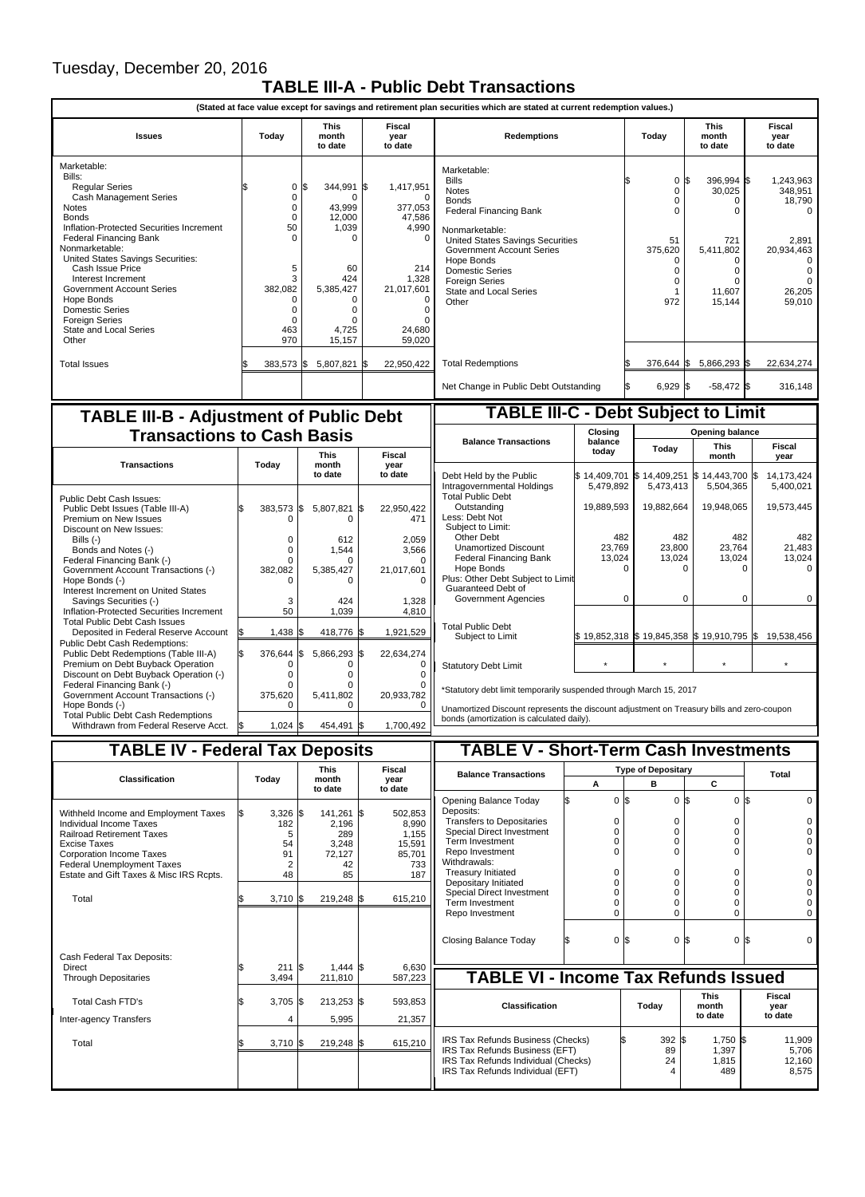Tuesday, December 20, 2016

# TABLE III-A - Public Debt Transactions

(Stated at face value except for savings and retirement plan securities which are stated at current redemption values.)

| Issues | Today | This month to date | Fiscal year to date |
|---|---|---|---|
| Marketable: | | | |
| Bills: | | | |
| Regular Series | $ 0 | $ 344,991 | $ 1,417,951 |
| Cash Management Series | 0 | 0 | 0 |
| Notes | 0 | 43,999 | 377,053 |
| Bonds | 0 | 12,000 | 47,586 |
| Inflation-Protected Securities Increment | 50 | 1,039 | 4,990 |
| Federal Financing Bank | 0 | 0 | 0 |
| Nonmarketable: | | | |
| United States Savings Securities: | | | |
| Cash Issue Price | 5 | 60 | 214 |
| Interest Increment | 3 | 424 | 1,328 |
| Government Account Series | 382,082 | 5,385,427 | 21,017,601 |
| Hope Bonds | 0 | 0 | 0 |
| Domestic Series | 0 | 0 | 0 |
| Foreign Series | 0 | 0 | 0 |
| State and Local Series | 463 | 4,725 | 24,680 |
| Other | 970 | 15,157 | 59,020 |
| Total Issues | $ 383,573 | $ 5,807,821 | $ 22,950,422 |

| Redemptions | Today | This month to date | Fiscal year to date |
|---|---|---|---|
| Marketable: | | | |
| Bills | $ 0 | $ 396,994 | $ 1,243,963 |
| Notes | 0 | 30,025 | 348,951 |
| Bonds | 0 | 0 | 18,790 |
| Federal Financing Bank | 0 | 0 | 0 |
| Nonmarketable: | | | |
| United States Savings Securities | 51 | 721 | 2,891 |
| Government Account Series | 375,620 | 5,411,802 | 20,934,463 |
| Hope Bonds | 0 | 0 | 0 |
| Domestic Series | 0 | 0 | 0 |
| Foreign Series | 0 | 0 | 0 |
| State and Local Series | 1 | 11,607 | 26,205 |
| Other | 972 | 15,144 | 59,010 |
| Total Redemptions | $ 376,644 | $ 5,866,293 | $ 22,634,274 |
| Net Change in Public Debt Outstanding | $ 6,929 | $ -58,472 | $ 316,148 |

# TABLE III-B - Adjustment of Public Debt Transactions to Cash Basis

| Transactions | Today | This month to date | Fiscal year to date |
|---|---|---|---|
| Public Debt Cash Issues: | | | |
| Public Debt Issues (Table III-A) | $ 383,573 | $ 5,807,821 | $ 22,950,422 |
| Premium on New Issues | 0 | 0 | 471 |
| Discount on New Issues: | | | |
| Bills (-) | 0 | 612 | 2,059 |
| Bonds and Notes (-) | 0 | 1,544 | 3,566 |
| Federal Financing Bank (-) | 0 | 0 | 0 |
| Government Account Transactions (-) | 382,082 | 5,385,427 | 21,017,601 |
| Hope Bonds (-) | 0 | 0 | 0 |
| Interest Increment on United States Savings Securities (-) | 3 | 424 | 1,328 |
| Inflation-Protected Securities Increment | 50 | 1,039 | 4,810 |
| Total Public Debt Cash Issues Deposited in Federal Reserve Account | $ 1,438 | $ 418,776 | $ 1,921,529 |
| Public Debt Cash Redemptions: | | | |
| Public Debt Redemptions (Table III-A) | $ 376,644 | $ 5,866,293 | $ 22,634,274 |
| Premium on Debt Buyback Operation | 0 | 0 | 0 |
| Discount on Debt Buyback Operation (-) | 0 | 0 | 0 |
| Federal Financing Bank (-) | 0 | 0 | 0 |
| Government Account Transactions (-) | 375,620 | 5,411,802 | 20,933,782 |
| Hope Bonds (-) | 0 | 0 | 0 |
| Total Public Debt Cash Redemptions Withdrawn from Federal Reserve Acct. | $ 1,024 | $ 454,491 | $ 1,700,492 |

# TABLE III-C - Debt Subject to Limit

| Balance Transactions | Closing balance today | Opening balance Today | Opening balance This month | Opening balance Fiscal year |
|---|---|---|---|---|
| Debt Held by the Public | $ 14,409,701 | $ 14,409,251 | $ 14,443,700 | $ 14,173,424 |
| Intragovernmental Holdings | 5,479,892 | 5,473,413 | 5,504,365 | 5,400,021 |
| Total Public Debt Outstanding | 19,889,593 | 19,882,664 | 19,948,065 | 19,573,445 |
| Less: Debt Not Subject to Limit: | | | | |
| Other Debt | 482 | 482 | 482 | 482 |
| Unamortized Discount | 23,769 | 23,800 | 23,764 | 21,483 |
| Federal Financing Bank | 13,024 | 13,024 | 13,024 | 13,024 |
| Hope Bonds | 0 | 0 | 0 | 0 |
| Plus: Other Debt Subject to Limit | | | | |
| Guaranteed Debt of Government Agencies | 0 | 0 | 0 | 0 |
| Total Public Debt Subject to Limit | $ 19,852,318 | $ 19,845,358 | $ 19,910,795 | $ 19,538,456 |
| Statutory Debt Limit | * | * | * | * |

*Statutory debt limit temporarily suspended through March 15, 2017

Unamortized Discount represents the discount adjustment on Treasury bills and zero-coupon bonds (amortization is calculated daily).

# TABLE IV - Federal Tax Deposits

| Classification | Today | This month to date | Fiscal year to date |
|---|---|---|---|
| Withheld Income and Employment Taxes | $ 3,326 | $ 141,261 | $ 502,853 |
| Individual Income Taxes | 182 | 2,196 | 8,990 |
| Railroad Retirement Taxes | 5 | 289 | 1,155 |
| Excise Taxes | 54 | 3,248 | 15,591 |
| Corporation Income Taxes | 91 | 72,127 | 85,701 |
| Federal Unemployment Taxes | 2 | 42 | 733 |
| Estate and Gift Taxes & Misc IRS Rcpts. | 48 | 85 | 187 |
| Total | $ 3,710 | $ 219,248 | $ 615,210 |
| Cash Federal Tax Deposits: | | | |
| Direct | $ 211 | $ 1,444 | $ 6,630 |
| Through Depositaries | 3,494 | 211,810 | 587,223 |
| Total Cash FTD's | $ 3,705 | $ 213,253 | $ 593,853 |
| Inter-agency Transfers | 4 | 5,995 | 21,357 |
| Total | $ 3,710 | $ 219,248 | $ 615,210 |

# TABLE V - Short-Term Cash Investments

| Balance Transactions | Type of Depositary A | B | C | Total |
|---|---|---|---|---|
| Opening Balance Today | $ 0 | $ 0 | $ 0 | $ 0 |
| Deposits: | | | | |
| Transfers to Depositaries | 0 | 0 | 0 | 0 |
| Special Direct Investment | 0 | 0 | 0 | 0 |
| Term Investment | 0 | 0 | 0 | 0 |
| Repo Investment | 0 | 0 | 0 | 0 |
| Withdrawals: | | | | |
| Treasury Initiated | 0 | 0 | 0 | 0 |
| Depositary Initiated | 0 | 0 | 0 | 0 |
| Special Direct Investment | 0 | 0 | 0 | 0 |
| Term Investment | 0 | 0 | 0 | 0 |
| Repo Investment | 0 | 0 | 0 | 0 |
| Closing Balance Today | $ 0 | $ 0 | $ 0 | $ 0 |

# TABLE VI - Income Tax Refunds Issued

| Classification | Today | This month to date | Fiscal year to date |
|---|---|---|---|
| IRS Tax Refunds Business (Checks) | $ 392 | $ 1,750 | $ 11,909 |
| IRS Tax Refunds Business (EFT) | 89 | 1,397 | 5,706 |
| IRS Tax Refunds Individual (Checks) | 24 | 1,815 | 12,160 |
| IRS Tax Refunds Individual (EFT) | 4 | 489 | 8,575 |